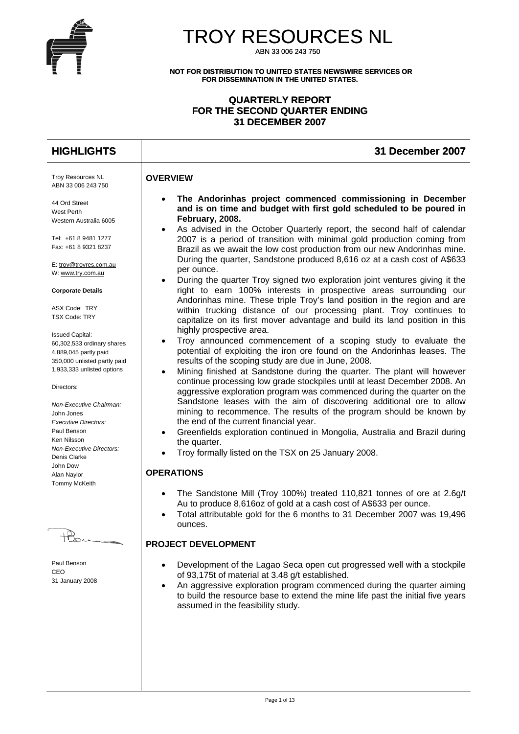# TROY RESOURCES NL

ABN 33 006 243 750

**NOT FOR DISTRIBUTION TO UNITED STATES NEWSWIRE SERVICES OR FOR DISSEMINATION IN THE UNITED STATES.**

## QUARTERLY REPORT FOR THE SECOND QUARTER ENDING 31 DECEMBER 2007

## HIGHLIGHTS — 31 December 2007

Troy Resources NL
ABN 33 006 243 750

44 Ord Street
West Perth
Western Australia 6005

Tel: +61 8 9481 1277
Fax: +61 8 9321 8237

E: troy@troyres.com.au
W: www.try.com.au

**Corporate Details**

ASX Code: TRY
TSX Code: TRY

Issued Capital:
60,302,533 ordinary shares
4,889,045 partly paid
350,000 unlisted partly paid
1,933,333 unlisted options

Directors:

*Non-Executive Chairman:*
John Jones
*Executive Directors:*
Paul Benson
Ken Nilsson
*Non-Executive Directors:*
Denis Clarke
John Dow
Alan Naylor
Tommy McKeith

Paul Benson
CEO
31 January 2008

### OVERVIEW

- **The Andorinhas project commenced commissioning in December and is on time and budget with first gold scheduled to be poured in February, 2008.**
- As advised in the October Quarterly report, the second half of calendar 2007 is a period of transition with minimal gold production coming from Brazil as we await the low cost production from our new Andorinhas mine. During the quarter, Sandstone produced 8,616 oz at a cash cost of A$633 per ounce.
- During the quarter Troy signed two exploration joint ventures giving it the right to earn 100% interests in prospective areas surrounding our Andorinhas mine. These triple Troy's land position in the region and are within trucking distance of our processing plant. Troy continues to capitalize on its first mover advantage and build its land position in this highly prospective area.
- Troy announced commencement of a scoping study to evaluate the potential of exploiting the iron ore found on the Andorinhas leases. The results of the scoping study are due in June, 2008.
- Mining finished at Sandstone during the quarter. The plant will however continue processing low grade stockpiles until at least December 2008. An aggressive exploration program was commenced during the quarter on the Sandstone leases with the aim of discovering additional ore to allow mining to recommence. The results of the program should be known by the end of the current financial year.
- Greenfields exploration continued in Mongolia, Australia and Brazil during the quarter.
- Troy formally listed on the TSX on 25 January 2008.

### OPERATIONS

- The Sandstone Mill (Troy 100%) treated 110,821 tonnes of ore at 2.6g/t Au to produce 8,616oz of gold at a cash cost of A$633 per ounce.
- Total attributable gold for the 6 months to 31 December 2007 was 19,496 ounces.

### PROJECT DEVELOPMENT

- Development of the Lagao Seca open cut progressed well with a stockpile of 93,175t of material at 3.48 g/t established.
- An aggressive exploration program commenced during the quarter aiming to build the resource base to extend the mine life past the initial five years assumed in the feasibility study.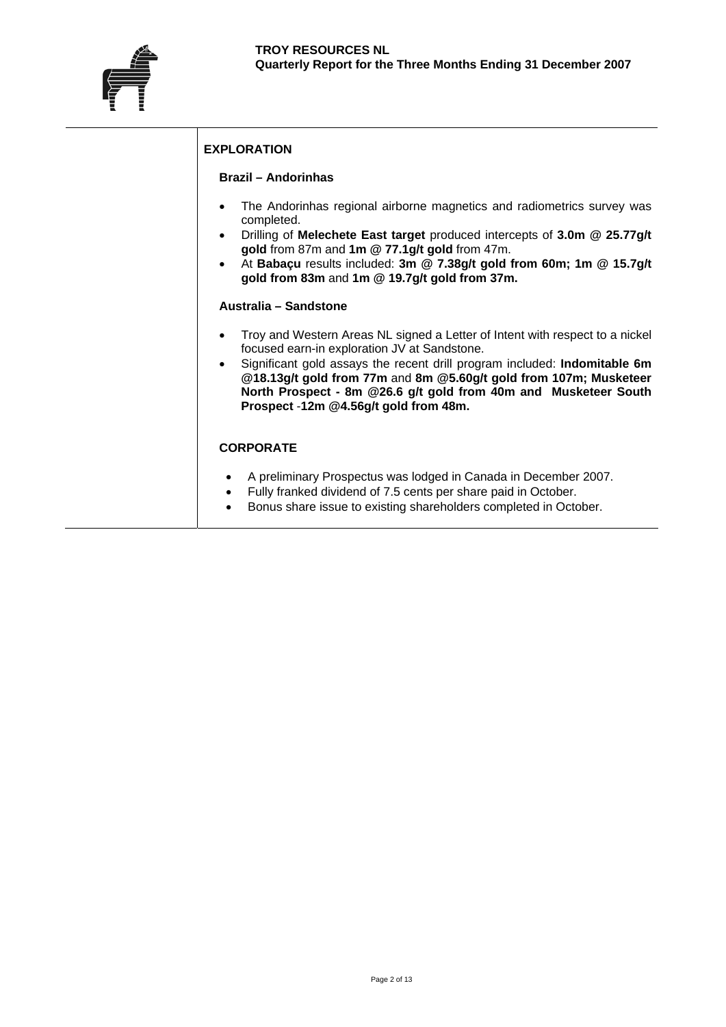## EXPLORATION

### Brazil – Andorinhas

- The Andorinhas regional airborne magnetics and radiometrics survey was completed.
- Drilling of **Melechete East target** produced intercepts of **3.0m @ 25.77g/t gold** from 87m and **1m @ 77.1g/t gold** from 47m.
- At **Babaçu** results included: **3m @ 7.38g/t gold from 60m; 1m @ 15.7g/t gold from 83m** and **1m @ 19.7g/t gold from 37m.**

### Australia – Sandstone

- Troy and Western Areas NL signed a Letter of Intent with respect to a nickel focused earn-in exploration JV at Sandstone.
- Significant gold assays the recent drill program included: **Indomitable 6m @18.13g/t gold from 77m** and **8m @5.60g/t gold from 107m; Musketeer North Prospect - 8m @26.6 g/t gold from 40m and Musketeer South Prospect -12m @4.56g/t gold from 48m.**

## CORPORATE

- A preliminary Prospectus was lodged in Canada in December 2007.
- Fully franked dividend of 7.5 cents per share paid in October.
- Bonus share issue to existing shareholders completed in October.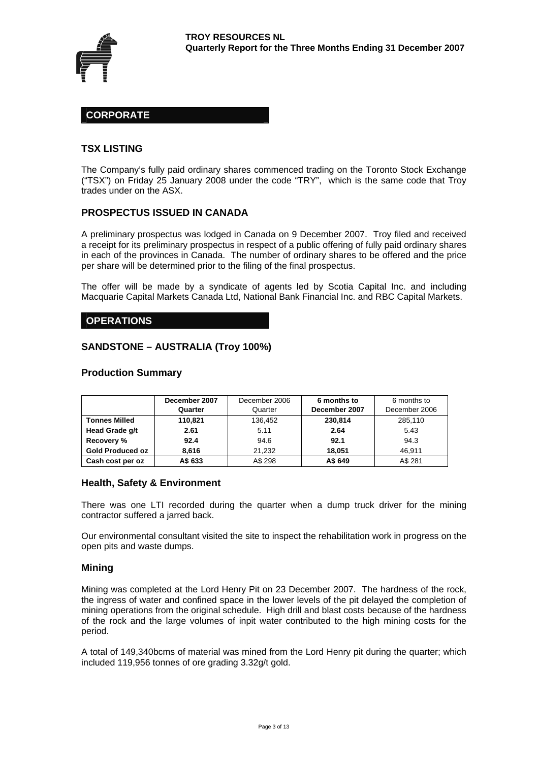**TROY RESOURCES NL**
**Quarterly Report for the Three Months Ending 31 December 2007**

## CORPORATE

### TSX LISTING

The Company's fully paid ordinary shares commenced trading on the Toronto Stock Exchange ("TSX") on Friday 25 January 2008 under the code "TRY", which is the same code that Troy trades under on the ASX.

### PROSPECTUS ISSUED IN CANADA

A preliminary prospectus was lodged in Canada on 9 December 2007. Troy filed and received a receipt for its preliminary prospectus in respect of a public offering of fully paid ordinary shares in each of the provinces in Canada. The number of ordinary shares to be offered and the price per share will be determined prior to the filing of the final prospectus.

The offer will be made by a syndicate of agents led by Scotia Capital Inc. and including Macquarie Capital Markets Canada Ltd, National Bank Financial Inc. and RBC Capital Markets.

## OPERATIONS

### SANDSTONE – AUSTRALIA (Troy 100%)

### Production Summary

| | **December 2007 Quarter** | December 2006 Quarter | **6 months to December 2007** | 6 months to December 2006 |
|---|---|---|---|---|
| **Tonnes Milled** | **110,821** | 136,452 | **230,814** | 285,110 |
| **Head Grade g/t** | **2.61** | 5.11 | **2.64** | 5.43 |
| **Recovery %** | **92.4** | 94.6 | **92.1** | 94.3 |
| **Gold Produced oz** | **8,616** | 21,232 | **18,051** | 46,911 |
| **Cash cost per oz** | **A$ 633** | A$ 298 | **A$ 649** | A$ 281 |

### Health, Safety & Environment

There was one LTI recorded during the quarter when a dump truck driver for the mining contractor suffered a jarred back.

Our environmental consultant visited the site to inspect the rehabilitation work in progress on the open pits and waste dumps.

### Mining

Mining was completed at the Lord Henry Pit on 23 December 2007. The hardness of the rock, the ingress of water and confined space in the lower levels of the pit delayed the completion of mining operations from the original schedule. High drill and blast costs because of the hardness of the rock and the large volumes of inpit water contributed to the high mining costs for the period.

A total of 149,340bcms of material was mined from the Lord Henry pit during the quarter; which included 119,956 tonnes of ore grading 3.32g/t gold.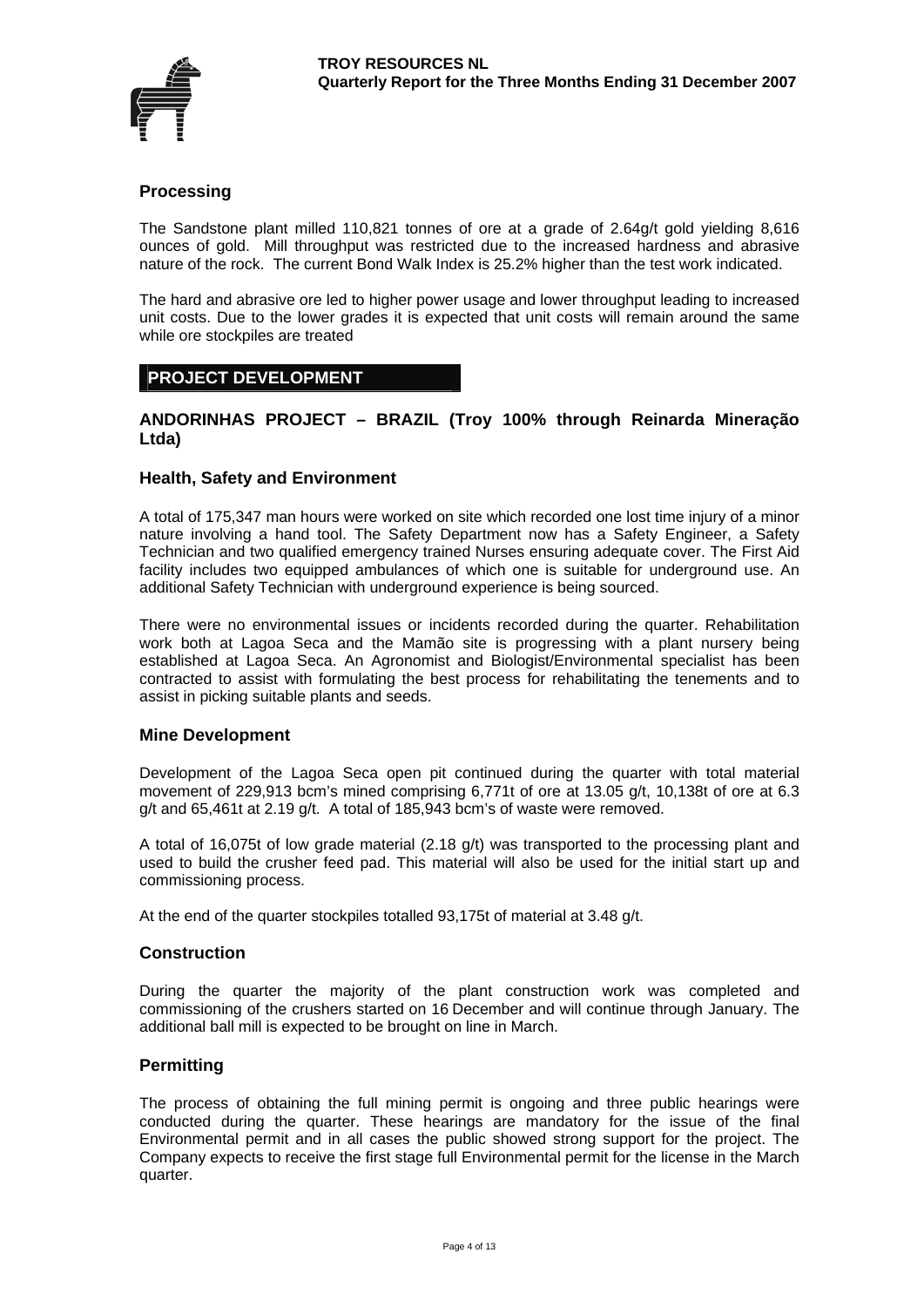## Processing

The Sandstone plant milled 110,821 tonnes of ore at a grade of 2.64g/t gold yielding 8,616 ounces of gold. Mill throughput was restricted due to the increased hardness and abrasive nature of the rock. The current Bond Walk Index is 25.2% higher than the test work indicated.

The hard and abrasive ore led to higher power usage and lower throughput leading to increased unit costs. Due to the lower grades it is expected that unit costs will remain around the same while ore stockpiles are treated

# PROJECT DEVELOPMENT

## ANDORINHAS PROJECT – BRAZIL (Troy 100% through Reinarda Mineração Ltda)

### Health, Safety and Environment

A total of 175,347 man hours were worked on site which recorded one lost time injury of a minor nature involving a hand tool. The Safety Department now has a Safety Engineer, a Safety Technician and two qualified emergency trained Nurses ensuring adequate cover. The First Aid facility includes two equipped ambulances of which one is suitable for underground use. An additional Safety Technician with underground experience is being sourced.

There were no environmental issues or incidents recorded during the quarter. Rehabilitation work both at Lagoa Seca and the Mamão site is progressing with a plant nursery being established at Lagoa Seca. An Agronomist and Biologist/Environmental specialist has been contracted to assist with formulating the best process for rehabilitating the tenements and to assist in picking suitable plants and seeds.

### Mine Development

Development of the Lagoa Seca open pit continued during the quarter with total material movement of 229,913 bcm's mined comprising 6,771t of ore at 13.05 g/t, 10,138t of ore at 6.3 g/t and 65,461t at 2.19 g/t. A total of 185,943 bcm's of waste were removed.

A total of 16,075t of low grade material (2.18 g/t) was transported to the processing plant and used to build the crusher feed pad. This material will also be used for the initial start up and commissioning process.

At the end of the quarter stockpiles totalled 93,175t of material at 3.48 g/t.

### Construction

During the quarter the majority of the plant construction work was completed and commissioning of the crushers started on 16 December and will continue through January. The additional ball mill is expected to be brought on line in March.

### Permitting

The process of obtaining the full mining permit is ongoing and three public hearings were conducted during the quarter. These hearings are mandatory for the issue of the final Environmental permit and in all cases the public showed strong support for the project. The Company expects to receive the first stage full Environmental permit for the license in the March quarter.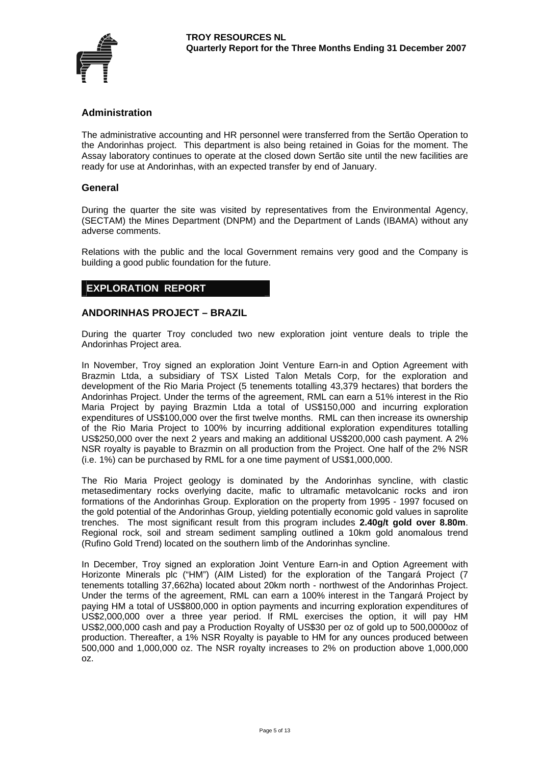## Administration

The administrative accounting and HR personnel were transferred from the Sertão Operation to the Andorinhas project. This department is also being retained in Goias for the moment. The Assay laboratory continues to operate at the closed down Sertão site until the new facilities are ready for use at Andorinhas, with an expected transfer by end of January.

## General

During the quarter the site was visited by representatives from the Environmental Agency, (SECTAM) the Mines Department (DNPM) and the Department of Lands (IBAMA) without any adverse comments.

Relations with the public and the local Government remains very good and the Company is building a good public foundation for the future.

# EXPLORATION REPORT

## ANDORINHAS PROJECT – BRAZIL

During the quarter Troy concluded two new exploration joint venture deals to triple the Andorinhas Project area.

In November, Troy signed an exploration Joint Venture Earn-in and Option Agreement with Brazmin Ltda, a subsidiary of TSX Listed Talon Metals Corp, for the exploration and development of the Rio Maria Project (5 tenements totalling 43,379 hectares) that borders the Andorinhas Project. Under the terms of the agreement, RML can earn a 51% interest in the Rio Maria Project by paying Brazmin Ltda a total of US$150,000 and incurring exploration expenditures of US$100,000 over the first twelve months. RML can then increase its ownership of the Rio Maria Project to 100% by incurring additional exploration expenditures totalling US$250,000 over the next 2 years and making an additional US$200,000 cash payment. A 2% NSR royalty is payable to Brazmin on all production from the Project. One half of the 2% NSR (i.e. 1%) can be purchased by RML for a one time payment of US$1,000,000.

The Rio Maria Project geology is dominated by the Andorinhas syncline, with clastic metasedimentary rocks overlying dacite, mafic to ultramafic metavolcanic rocks and iron formations of the Andorinhas Group. Exploration on the property from 1995 - 1997 focused on the gold potential of the Andorinhas Group, yielding potentially economic gold values in saprolite trenches. The most significant result from this program includes **2.40g/t gold over 8.80m**. Regional rock, soil and stream sediment sampling outlined a 10km gold anomalous trend (Rufino Gold Trend) located on the southern limb of the Andorinhas syncline.

In December, Troy signed an exploration Joint Venture Earn-in and Option Agreement with Horizonte Minerals plc ("HM") (AIM Listed) for the exploration of the Tangará Project (7 tenements totalling 37,662ha) located about 20km north - northwest of the Andorinhas Project. Under the terms of the agreement, RML can earn a 100% interest in the Tangará Project by paying HM a total of US$800,000 in option payments and incurring exploration expenditures of US$2,000,000 over a three year period. If RML exercises the option, it will pay HM US$2,000,000 cash and pay a Production Royalty of US$30 per oz of gold up to 500,0000oz of production. Thereafter, a 1% NSR Royalty is payable to HM for any ounces produced between 500,000 and 1,000,000 oz. The NSR royalty increases to 2% on production above 1,000,000 oz.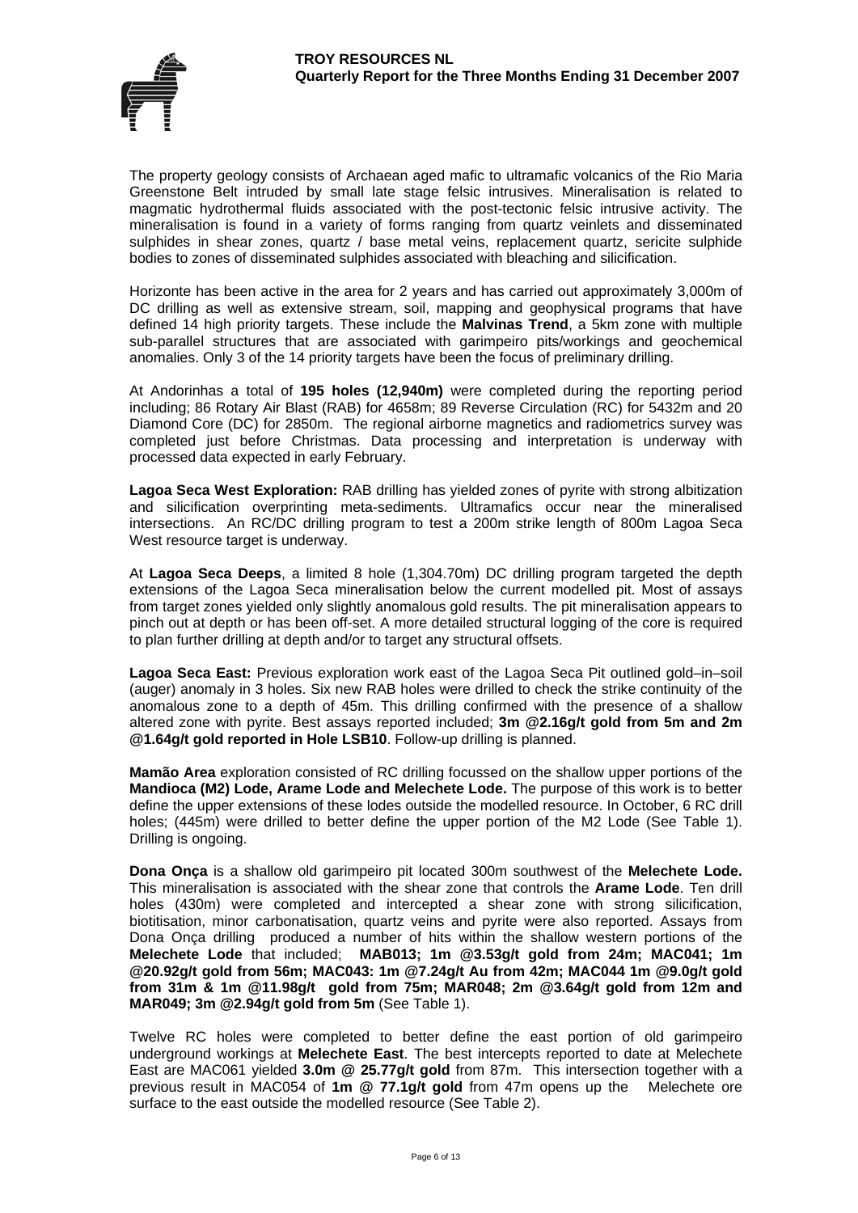The property geology consists of Archaean aged mafic to ultramafic volcanics of the Rio Maria Greenstone Belt intruded by small late stage felsic intrusives. Mineralisation is related to magmatic hydrothermal fluids associated with the post-tectonic felsic intrusive activity. The mineralisation is found in a variety of forms ranging from quartz veinlets and disseminated sulphides in shear zones, quartz / base metal veins, replacement quartz, sericite sulphide bodies to zones of disseminated sulphides associated with bleaching and silicification.

Horizonte has been active in the area for 2 years and has carried out approximately 3,000m of DC drilling as well as extensive stream, soil, mapping and geophysical programs that have defined 14 high priority targets. These include the **Malvinas Trend**, a 5km zone with multiple sub-parallel structures that are associated with garimpeiro pits/workings and geochemical anomalies. Only 3 of the 14 priority targets have been the focus of preliminary drilling.

At Andorinhas a total of **195 holes (12,940m)** were completed during the reporting period including; 86 Rotary Air Blast (RAB) for 4658m; 89 Reverse Circulation (RC) for 5432m and 20 Diamond Core (DC) for 2850m. The regional airborne magnetics and radiometrics survey was completed just before Christmas. Data processing and interpretation is underway with processed data expected in early February.

**Lagoa Seca West Exploration:** RAB drilling has yielded zones of pyrite with strong albitization and silicification overprinting meta-sediments. Ultramafics occur near the mineralised intersections. An RC/DC drilling program to test a 200m strike length of 800m Lagoa Seca West resource target is underway.

At **Lagoa Seca Deeps**, a limited 8 hole (1,304.70m) DC drilling program targeted the depth extensions of the Lagoa Seca mineralisation below the current modelled pit. Most of assays from target zones yielded only slightly anomalous gold results. The pit mineralisation appears to pinch out at depth or has been off-set. A more detailed structural logging of the core is required to plan further drilling at depth and/or to target any structural offsets.

**Lagoa Seca East:** Previous exploration work east of the Lagoa Seca Pit outlined gold–in–soil (auger) anomaly in 3 holes. Six new RAB holes were drilled to check the strike continuity of the anomalous zone to a depth of 45m. This drilling confirmed with the presence of a shallow altered zone with pyrite. Best assays reported included; **3m @2.16g/t gold from 5m and 2m @1.64g/t gold reported in Hole LSB10**. Follow-up drilling is planned.

**Mamão Area** exploration consisted of RC drilling focussed on the shallow upper portions of the **Mandioca (M2) Lode, Arame Lode and Melechete Lode.** The purpose of this work is to better define the upper extensions of these lodes outside the modelled resource. In October, 6 RC drill holes; (445m) were drilled to better define the upper portion of the M2 Lode (See Table 1). Drilling is ongoing.

**Dona Onça** is a shallow old garimpeiro pit located 300m southwest of the **Melechete Lode.** This mineralisation is associated with the shear zone that controls the **Arame Lode**. Ten drill holes (430m) were completed and intercepted a shear zone with strong silicification, biotitisation, minor carbonatisation, quartz veins and pyrite were also reported. Assays from Dona Onça drilling produced a number of hits within the shallow western portions of the **Melechete Lode** that included; **MAB013; 1m @3.53g/t gold from 24m; MAC041; 1m @20.92g/t gold from 56m; MAC043: 1m @7.24g/t Au from 42m; MAC044 1m @9.0g/t gold from 31m & 1m @11.98g/t gold from 75m; MAR048; 2m @3.64g/t gold from 12m and MAR049; 3m @2.94g/t gold from 5m** (See Table 1).

Twelve RC holes were completed to better define the east portion of old garimpeiro underground workings at **Melechete East**. The best intercepts reported to date at Melechete East are MAC061 yielded **3.0m @ 25.77g/t gold** from 87m. This intersection together with a previous result in MAC054 of **1m @ 77.1g/t gold** from 47m opens up the Melechete ore surface to the east outside the modelled resource (See Table 2).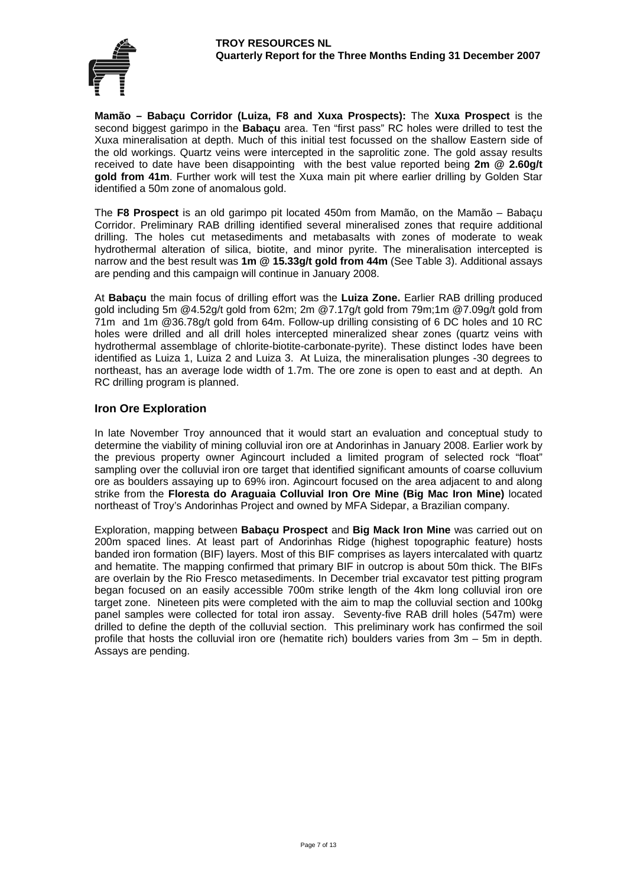**Mamão – Babaçu Corridor (Luiza, F8 and Xuxa Prospects):** The **Xuxa Prospect** is the second biggest garimpo in the **Babaçu** area. Ten "first pass" RC holes were drilled to test the Xuxa mineralisation at depth. Much of this initial test focussed on the shallow Eastern side of the old workings. Quartz veins were intercepted in the saprolitic zone. The gold assay results received to date have been disappointing with the best value reported being **2m @ 2.60g/t gold from 41m**. Further work will test the Xuxa main pit where earlier drilling by Golden Star identified a 50m zone of anomalous gold.

The **F8 Prospect** is an old garimpo pit located 450m from Mamão, on the Mamão – Babaçu Corridor. Preliminary RAB drilling identified several mineralised zones that require additional drilling. The holes cut metasediments and metabasalts with zones of moderate to weak hydrothermal alteration of silica, biotite, and minor pyrite. The mineralisation intercepted is narrow and the best result was **1m @ 15.33g/t gold from 44m** (See Table 3). Additional assays are pending and this campaign will continue in January 2008.

At **Babaçu** the main focus of drilling effort was the **Luiza Zone.** Earlier RAB drilling produced gold including 5m @4.52g/t gold from 62m; 2m @7.17g/t gold from 79m;1m @7.09g/t gold from 71m and 1m @36.78g/t gold from 64m. Follow-up drilling consisting of 6 DC holes and 10 RC holes were drilled and all drill holes intercepted mineralized shear zones (quartz veins with hydrothermal assemblage of chlorite-biotite-carbonate-pyrite). These distinct lodes have been identified as Luiza 1, Luiza 2 and Luiza 3. At Luiza, the mineralisation plunges -30 degrees to northeast, has an average lode width of 1.7m. The ore zone is open to east and at depth. An RC drilling program is planned.

## Iron Ore Exploration

In late November Troy announced that it would start an evaluation and conceptual study to determine the viability of mining colluvial iron ore at Andorinhas in January 2008. Earlier work by the previous property owner Agincourt included a limited program of selected rock "float" sampling over the colluvial iron ore target that identified significant amounts of coarse colluvium ore as boulders assaying up to 69% iron. Agincourt focused on the area adjacent to and along strike from the **Floresta do Araguaia Colluvial Iron Ore Mine (Big Mac Iron Mine)** located northeast of Troy's Andorinhas Project and owned by MFA Sidepar, a Brazilian company.

Exploration, mapping between **Babaçu Prospect** and **Big Mack Iron Mine** was carried out on 200m spaced lines. At least part of Andorinhas Ridge (highest topographic feature) hosts banded iron formation (BIF) layers. Most of this BIF comprises as layers intercalated with quartz and hematite. The mapping confirmed that primary BIF in outcrop is about 50m thick. The BIFs are overlain by the Rio Fresco metasediments. In December trial excavator test pitting program began focused on an easily accessible 700m strike length of the 4km long colluvial iron ore target zone. Nineteen pits were completed with the aim to map the colluvial section and 100kg panel samples were collected for total iron assay. Seventy-five RAB drill holes (547m) were drilled to define the depth of the colluvial section. This preliminary work has confirmed the soil profile that hosts the colluvial iron ore (hematite rich) boulders varies from 3m – 5m in depth. Assays are pending.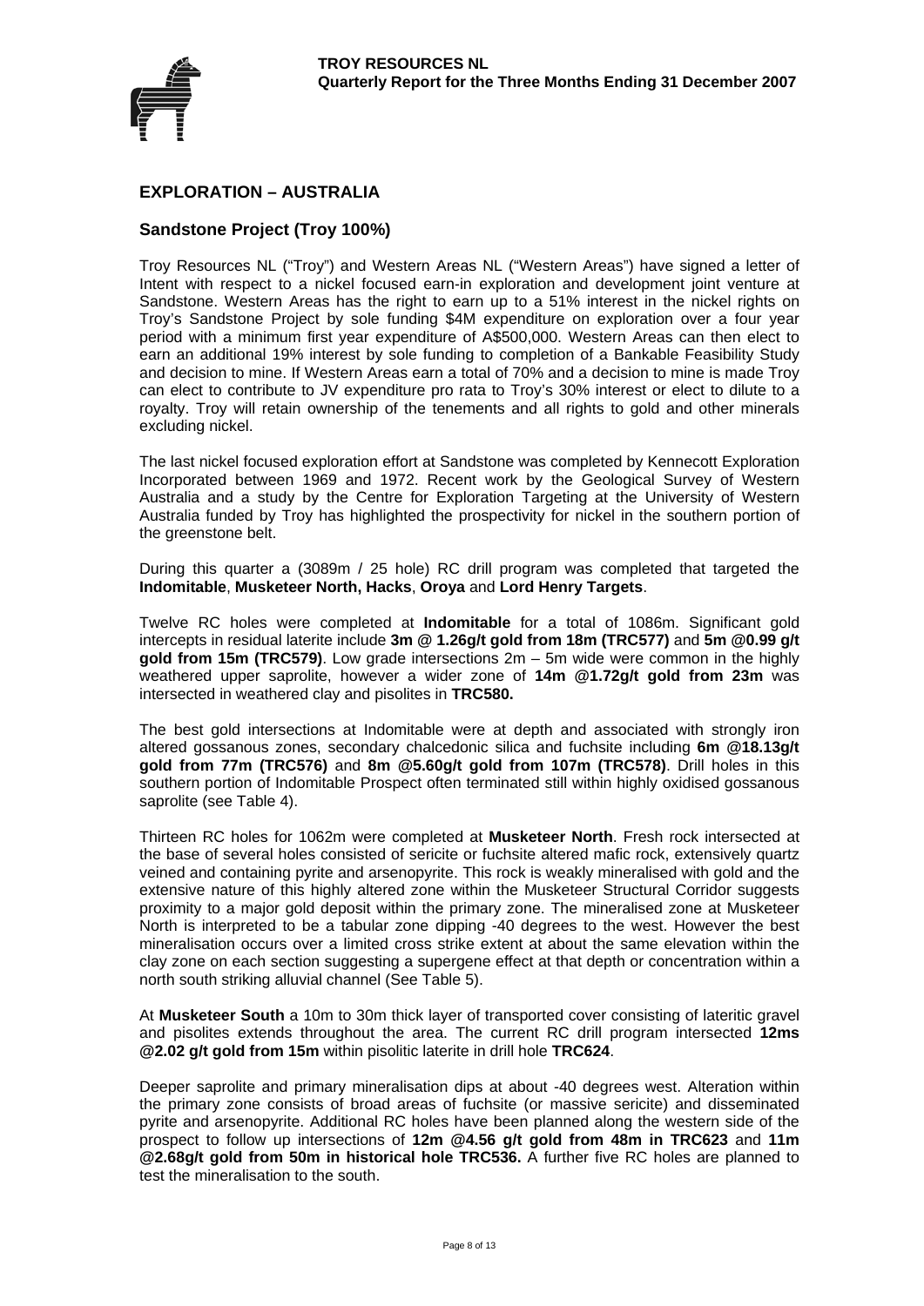## EXPLORATION – AUSTRALIA

### Sandstone Project (Troy 100%)

Troy Resources NL ("Troy") and Western Areas NL ("Western Areas") have signed a letter of Intent with respect to a nickel focused earn-in exploration and development joint venture at Sandstone. Western Areas has the right to earn up to a 51% interest in the nickel rights on Troy's Sandstone Project by sole funding $4M expenditure on exploration over a four year period with a minimum first year expenditure of A$500,000. Western Areas can then elect to earn an additional 19% interest by sole funding to completion of a Bankable Feasibility Study and decision to mine. If Western Areas earn a total of 70% and a decision to mine is made Troy can elect to contribute to JV expenditure pro rata to Troy's 30% interest or elect to dilute to a royalty. Troy will retain ownership of the tenements and all rights to gold and other minerals excluding nickel.

The last nickel focused exploration effort at Sandstone was completed by Kennecott Exploration Incorporated between 1969 and 1972. Recent work by the Geological Survey of Western Australia and a study by the Centre for Exploration Targeting at the University of Western Australia funded by Troy has highlighted the prospectivity for nickel in the southern portion of the greenstone belt.

During this quarter a (3089m / 25 hole) RC drill program was completed that targeted the **Indomitable**, **Musketeer North, Hacks**, **Oroya** and **Lord Henry Targets**.

Twelve RC holes were completed at **Indomitable** for a total of 1086m. Significant gold intercepts in residual laterite include **3m @ 1.26g/t gold from 18m (TRC577)** and **5m @0.99 g/t gold from 15m (TRC579)**. Low grade intersections 2m – 5m wide were common in the highly weathered upper saprolite, however a wider zone of **14m @1.72g/t gold from 23m** was intersected in weathered clay and pisolites in **TRC580.**

The best gold intersections at Indomitable were at depth and associated with strongly iron altered gossanous zones, secondary chalcedonic silica and fuchsite including **6m @18.13g/t gold from 77m (TRC576)** and **8m @5.60g/t gold from 107m (TRC578)**. Drill holes in this southern portion of Indomitable Prospect often terminated still within highly oxidised gossanous saprolite (see Table 4).

Thirteen RC holes for 1062m were completed at **Musketeer North**. Fresh rock intersected at the base of several holes consisted of sericite or fuchsite altered mafic rock, extensively quartz veined and containing pyrite and arsenopyrite. This rock is weakly mineralised with gold and the extensive nature of this highly altered zone within the Musketeer Structural Corridor suggests proximity to a major gold deposit within the primary zone. The mineralised zone at Musketeer North is interpreted to be a tabular zone dipping -40 degrees to the west. However the best mineralisation occurs over a limited cross strike extent at about the same elevation within the clay zone on each section suggesting a supergene effect at that depth or concentration within a north south striking alluvial channel (See Table 5).

At **Musketeer South** a 10m to 30m thick layer of transported cover consisting of lateritic gravel and pisolites extends throughout the area. The current RC drill program intersected **12ms @2.02 g/t gold from 15m** within pisolitic laterite in drill hole **TRC624**.

Deeper saprolite and primary mineralisation dips at about -40 degrees west. Alteration within the primary zone consists of broad areas of fuchsite (or massive sericite) and disseminated pyrite and arsenopyrite. Additional RC holes have been planned along the western side of the prospect to follow up intersections of **12m @4.56 g/t gold from 48m in TRC623** and **11m @2.68g/t gold from 50m in historical hole TRC536.** A further five RC holes are planned to test the mineralisation to the south.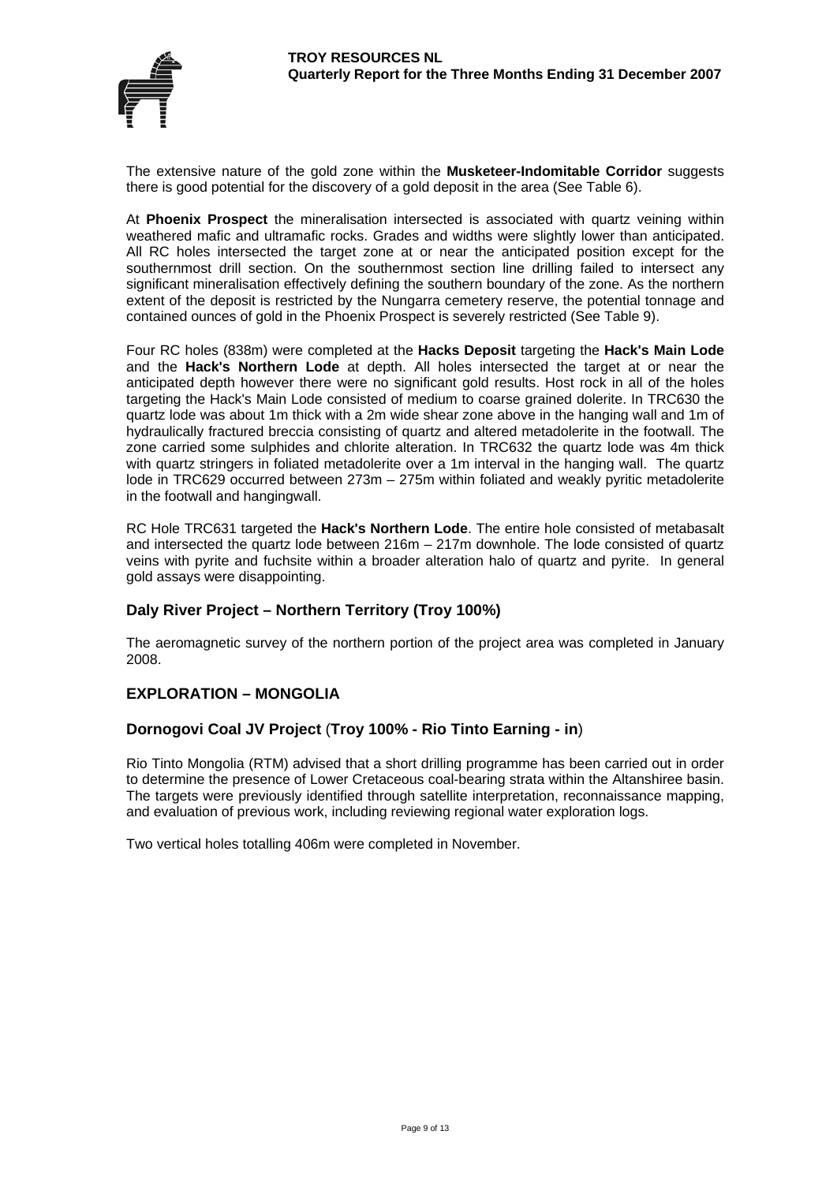The extensive nature of the gold zone within the **Musketeer-Indomitable Corridor** suggests there is good potential for the discovery of a gold deposit in the area (See Table 6).

At **Phoenix Prospect** the mineralisation intersected is associated with quartz veining within weathered mafic and ultramafic rocks. Grades and widths were slightly lower than anticipated. All RC holes intersected the target zone at or near the anticipated position except for the southernmost drill section. On the southernmost section line drilling failed to intersect any significant mineralisation effectively defining the southern boundary of the zone. As the northern extent of the deposit is restricted by the Nungarra cemetery reserve, the potential tonnage and contained ounces of gold in the Phoenix Prospect is severely restricted (See Table 9).

Four RC holes (838m) were completed at the **Hacks Deposit** targeting the **Hack's Main Lode** and the **Hack's Northern Lode** at depth. All holes intersected the target at or near the anticipated depth however there were no significant gold results. Host rock in all of the holes targeting the Hack's Main Lode consisted of medium to coarse grained dolerite. In TRC630 the quartz lode was about 1m thick with a 2m wide shear zone above in the hanging wall and 1m of hydraulically fractured breccia consisting of quartz and altered metadolerite in the footwall. The zone carried some sulphides and chlorite alteration. In TRC632 the quartz lode was 4m thick with quartz stringers in foliated metadolerite over a 1m interval in the hanging wall. The quartz lode in TRC629 occurred between 273m – 275m within foliated and weakly pyritic metadolerite in the footwall and hangingwall.

RC Hole TRC631 targeted the **Hack's Northern Lode**. The entire hole consisted of metabasalt and intersected the quartz lode between 216m – 217m downhole. The lode consisted of quartz veins with pyrite and fuchsite within a broader alteration halo of quartz and pyrite. In general gold assays were disappointing.

## Daly River Project – Northern Territory (Troy 100%)

The aeromagnetic survey of the northern portion of the project area was completed in January 2008.

## EXPLORATION – MONGOLIA

## Dornogovi Coal JV Project (Troy 100% - Rio Tinto Earning - in)

Rio Tinto Mongolia (RTM) advised that a short drilling programme has been carried out in order to determine the presence of Lower Cretaceous coal-bearing strata within the Altanshiree basin. The targets were previously identified through satellite interpretation, reconnaissance mapping, and evaluation of previous work, including reviewing regional water exploration logs.

Two vertical holes totalling 406m were completed in November.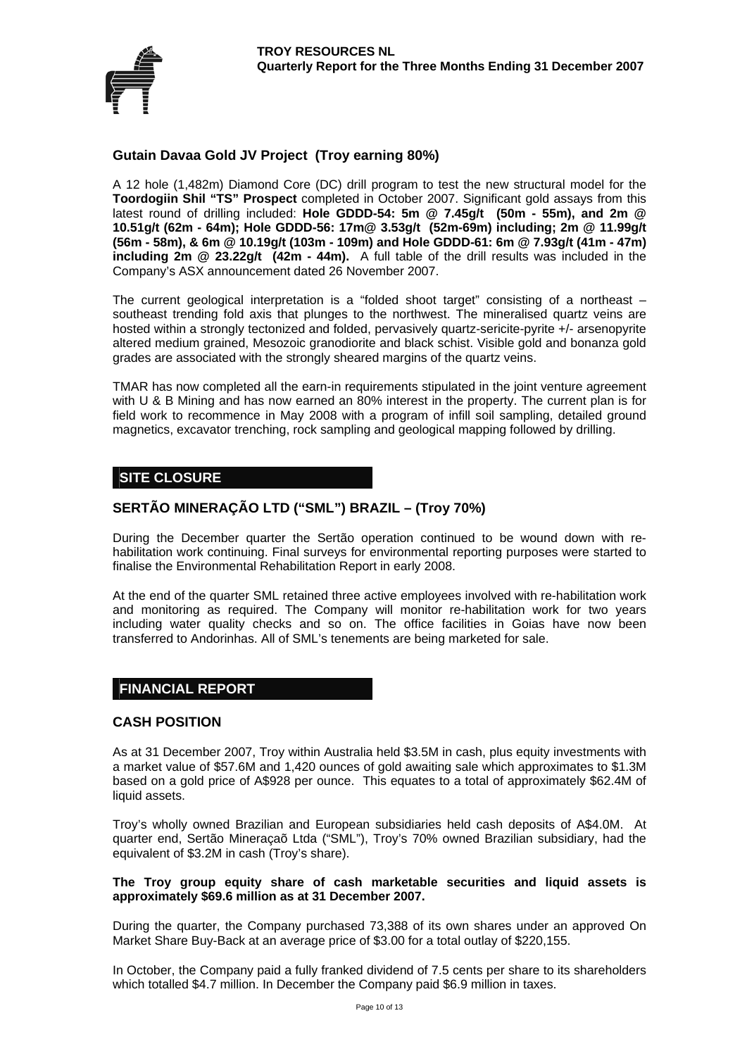## Gutain Davaa Gold JV Project (Troy earning 80%)

A 12 hole (1,482m) Diamond Core (DC) drill program to test the new structural model for the **Toordogiin Shil "TS" Prospect** completed in October 2007. Significant gold assays from this latest round of drilling included: **Hole GDDD-54: 5m @ 7.45g/t (50m - 55m), and 2m @ 10.51g/t (62m - 64m); Hole GDDD-56: 17m@ 3.53g/t (52m-69m) including; 2m @ 11.99g/t (56m - 58m), & 6m @ 10.19g/t (103m - 109m) and Hole GDDD-61: 6m @ 7.93g/t (41m - 47m) including 2m @ 23.22g/t (42m - 44m).** A full table of the drill results was included in the Company's ASX announcement dated 26 November 2007.

The current geological interpretation is a "folded shoot target" consisting of a northeast – southeast trending fold axis that plunges to the northwest. The mineralised quartz veins are hosted within a strongly tectonized and folded, pervasively quartz-sericite-pyrite +/- arsenopyrite altered medium grained, Mesozoic granodiorite and black schist. Visible gold and bonanza gold grades are associated with the strongly sheared margins of the quartz veins.

TMAR has now completed all the earn-in requirements stipulated in the joint venture agreement with U & B Mining and has now earned an 80% interest in the property. The current plan is for field work to recommence in May 2008 with a program of infill soil sampling, detailed ground magnetics, excavator trenching, rock sampling and geological mapping followed by drilling.

# SITE CLOSURE

## SERTÃO MINERAÇÃO LTD ("SML") BRAZIL – (Troy 70%)

During the December quarter the Sertão operation continued to be wound down with re-habilitation work continuing. Final surveys for environmental reporting purposes were started to finalise the Environmental Rehabilitation Report in early 2008.

At the end of the quarter SML retained three active employees involved with re-habilitation work and monitoring as required. The Company will monitor re-habilitation work for two years including water quality checks and so on. The office facilities in Goias have now been transferred to Andorinhas. All of SML's tenements are being marketed for sale.

# FINANCIAL REPORT

## CASH POSITION

As at 31 December 2007, Troy within Australia held \$3.5M in cash, plus equity investments with a market value of \$57.6M and 1,420 ounces of gold awaiting sale which approximates to \$1.3M based on a gold price of A\$928 per ounce. This equates to a total of approximately \$62.4M of liquid assets.

Troy's wholly owned Brazilian and European subsidiaries held cash deposits of A\$4.0M. At quarter end, Sertão Mineraçaõ Ltda ("SML"), Troy's 70% owned Brazilian subsidiary, had the equivalent of \$3.2M in cash (Troy's share).

**The Troy group equity share of cash marketable securities and liquid assets is approximately \$69.6 million as at 31 December 2007.**

During the quarter, the Company purchased 73,388 of its own shares under an approved On Market Share Buy-Back at an average price of \$3.00 for a total outlay of \$220,155.

In October, the Company paid a fully franked dividend of 7.5 cents per share to its shareholders which totalled \$4.7 million. In December the Company paid \$6.9 million in taxes.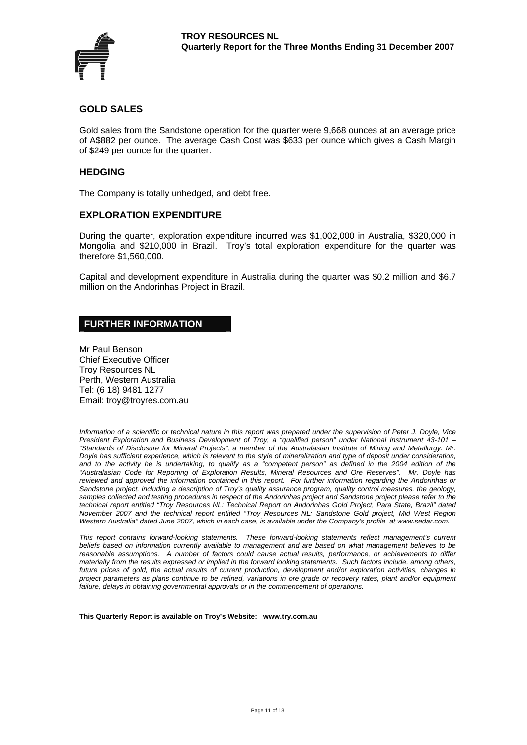## GOLD SALES

Gold sales from the Sandstone operation for the quarter were 9,668 ounces at an average price of A$882 per ounce. The average Cash Cost was $633 per ounce which gives a Cash Margin of $249 per ounce for the quarter.

## HEDGING

The Company is totally unhedged, and debt free.

## EXPLORATION EXPENDITURE

During the quarter, exploration expenditure incurred was $1,002,000 in Australia, $320,000 in Mongolia and $210,000 in Brazil. Troy's total exploration expenditure for the quarter was therefore $1,560,000.

Capital and development expenditure in Australia during the quarter was $0.2 million and $6.7 million on the Andorinhas Project in Brazil.

## FURTHER INFORMATION

Mr Paul Benson
Chief Executive Officer
Troy Resources NL
Perth, Western Australia
Tel: (6 18) 9481 1277
Email: troy@troyres.com.au

*Information of a scientific or technical nature in this report was prepared under the supervision of Peter J. Doyle, Vice President Exploration and Business Development of Troy, a "qualified person" under National Instrument 43-101 – "Standards of Disclosure for Mineral Projects", a member of the Australasian Institute of Mining and Metallurgy. Mr. Doyle has sufficient experience, which is relevant to the style of mineralization and type of deposit under consideration, and to the activity he is undertaking, to qualify as a "competent person" as defined in the 2004 edition of the "Australasian Code for Reporting of Exploration Results, Mineral Resources and Ore Reserves". Mr. Doyle has reviewed and approved the information contained in this report. For further information regarding the Andorinhas or Sandstone project, including a description of Troy's quality assurance program, quality control measures, the geology, samples collected and testing procedures in respect of the Andorinhas project and Sandstone project please refer to the technical report entitled "Troy Resources NL: Technical Report on Andorinhas Gold Project, Para State, Brazil" dated November 2007 and the technical report entitled "Troy Resources NL: Sandstone Gold project, Mid West Region Western Australia" dated June 2007, which in each case, is available under the Company's profile at www.sedar.com.*

*This report contains forward-looking statements. These forward-looking statements reflect management's current beliefs based on information currently available to management and are based on what management believes to be reasonable assumptions. A number of factors could cause actual results, performance, or achievements to differ materially from the results expressed or implied in the forward looking statements. Such factors include, among others, future prices of gold, the actual results of current production, development and/or exploration activities, changes in project parameters as plans continue to be refined, variations in ore grade or recovery rates, plant and/or equipment failure, delays in obtaining governmental approvals or in the commencement of operations.*

**This Quarterly Report is available on Troy's Website: www.try.com.au**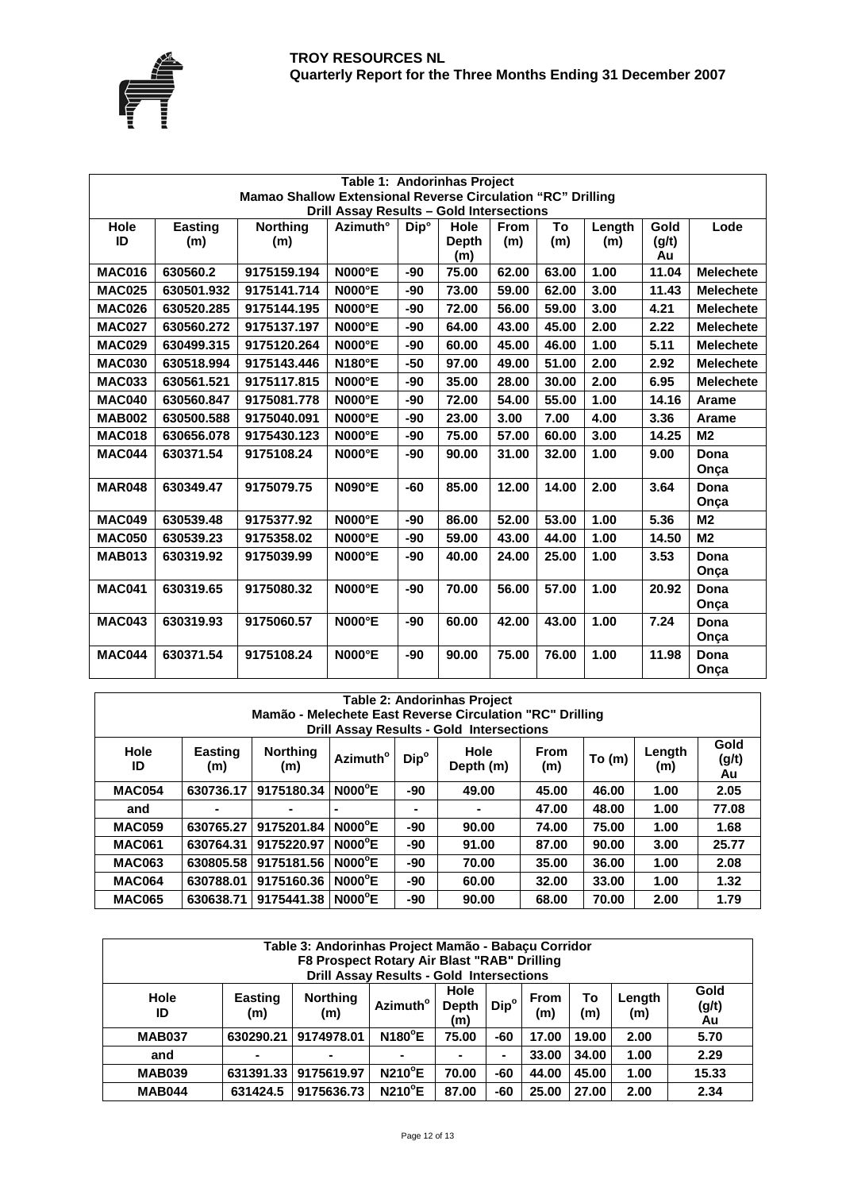| Table 1: Andorinhas Project<br>Mamao Shallow Extensional Reverse Circulation "RC" Drilling<br>Drill Assay Results – Gold Intersections | | | | | | | | | | |
|---|---|---|---|---|---|---|---|---|---|---|
| **Hole ID** | **Easting (m)** | **Northing (m)** | **Azimuth°** | **Dip°** | **Hole Depth (m)** | **From (m)** | **To (m)** | **Length (m)** | **Gold (g/t) Au** | **Lode** |
| **MAC016** | **630560.2** | **9175159.194** | **N000°E** | **-90** | **75.00** | **62.00** | **63.00** | **1.00** | **11.04** | **Melechete** |
| **MAC025** | **630501.932** | **9175141.714** | **N000°E** | **-90** | **73.00** | **59.00** | **62.00** | **3.00** | **11.43** | **Melechete** |
| **MAC026** | **630520.285** | **9175144.195** | **N000°E** | **-90** | **72.00** | **56.00** | **59.00** | **3.00** | **4.21** | **Melechete** |
| **MAC027** | **630560.272** | **9175137.197** | **N000°E** | **-90** | **64.00** | **43.00** | **45.00** | **2.00** | **2.22** | **Melechete** |
| **MAC029** | **630499.315** | **9175120.264** | **N000°E** | **-90** | **60.00** | **45.00** | **46.00** | **1.00** | **5.11** | **Melechete** |
| **MAC030** | **630518.994** | **9175143.446** | **N180°E** | **-50** | **97.00** | **49.00** | **51.00** | **2.00** | **2.92** | **Melechete** |
| **MAC033** | **630561.521** | **9175117.815** | **N000°E** | **-90** | **35.00** | **28.00** | **30.00** | **2.00** | **6.95** | **Melechete** |
| **MAC040** | **630560.847** | **9175081.778** | **N000°E** | **-90** | **72.00** | **54.00** | **55.00** | **1.00** | **14.16** | **Arame** |
| **MAB002** | **630500.588** | **9175040.091** | **N000°E** | **-90** | **23.00** | **3.00** | **7.00** | **4.00** | **3.36** | **Arame** |
| **MAC018** | **630656.078** | **9175430.123** | **N000°E** | **-90** | **75.00** | **57.00** | **60.00** | **3.00** | **14.25** | **M2** |
| **MAC044** | **630371.54** | **9175108.24** | **N000°E** | **-90** | **90.00** | **31.00** | **32.00** | **1.00** | **9.00** | **Dona Onça** |
| **MAR048** | **630349.47** | **9175079.75** | **N090°E** | **-60** | **85.00** | **12.00** | **14.00** | **2.00** | **3.64** | **Dona Onça** |
| **MAC049** | **630539.48** | **9175377.92** | **N000°E** | **-90** | **86.00** | **52.00** | **53.00** | **1.00** | **5.36** | **M2** |
| **MAC050** | **630539.23** | **9175358.02** | **N000°E** | **-90** | **59.00** | **43.00** | **44.00** | **1.00** | **14.50** | **M2** |
| **MAB013** | **630319.92** | **9175039.99** | **N000°E** | **-90** | **40.00** | **24.00** | **25.00** | **1.00** | **3.53** | **Dona Onça** |
| **MAC041** | **630319.65** | **9175080.32** | **N000°E** | **-90** | **70.00** | **56.00** | **57.00** | **1.00** | **20.92** | **Dona Onça** |
| **MAC043** | **630319.93** | **9175060.57** | **N000°E** | **-90** | **60.00** | **42.00** | **43.00** | **1.00** | **7.24** | **Dona Onça** |
| **MAC044** | **630371.54** | **9175108.24** | **N000°E** | **-90** | **90.00** | **75.00** | **76.00** | **1.00** | **11.98** | **Dona Onça** |

| Table 2: Andorinhas Project<br>Mamão - Melechete East Reverse Circulation "RC" Drilling<br>Drill Assay Results - Gold Intersections | | | | | | | | | |
|---|---|---|---|---|---|---|---|---|---|
| **Hole ID** | **Easting (m)** | **Northing (m)** | **Azimuth°** | **Dip°** | **Hole Depth (m)** | **From (m)** | **To (m)** | **Length (m)** | **Gold (g/t) Au** |
| **MAC054** | **630736.17** | **9175180.34** | **N000°E** | **-90** | **49.00** | **45.00** | **46.00** | **1.00** | **2.05** |
| **and** | **-** | **-** | **-** | **-** | **-** | **47.00** | **48.00** | **1.00** | **77.08** |
| **MAC059** | **630765.27** | **9175201.84** | **N000°E** | **-90** | **90.00** | **74.00** | **75.00** | **1.00** | **1.68** |
| **MAC061** | **630764.31** | **9175220.97** | **N000°E** | **-90** | **91.00** | **87.00** | **90.00** | **3.00** | **25.77** |
| **MAC063** | **630805.58** | **9175181.56** | **N000°E** | **-90** | **70.00** | **35.00** | **36.00** | **1.00** | **2.08** |
| **MAC064** | **630788.01** | **9175160.36** | **N000°E** | **-90** | **60.00** | **32.00** | **33.00** | **1.00** | **1.32** |
| **MAC065** | **630638.71** | **9175441.38** | **N000°E** | **-90** | **90.00** | **68.00** | **70.00** | **2.00** | **1.79** |

| Table 3: Andorinhas Project Mamão - Babaçu Corridor<br>F8 Prospect Rotary Air Blast "RAB" Drilling<br>Drill Assay Results - Gold Intersections | | | | | | | | | |
|---|---|---|---|---|---|---|---|---|---|
| **Hole ID** | **Easting (m)** | **Northing (m)** | **Azimuth°** | **Hole Depth (m)** | **Dip°** | **From (m)** | **To (m)** | **Length (m)** | **Gold (g/t) Au** |
| **MAB037** | **630290.21** | **9174978.01** | **N180°E** | **75.00** | **-60** | **17.00** | **19.00** | **2.00** | **5.70** |
| **and** | **-** | **-** | **-** | **-** | **-** | **33.00** | **34.00** | **1.00** | **2.29** |
| **MAB039** | **631391.33** | **9175619.97** | **N210°E** | **70.00** | **-60** | **44.00** | **45.00** | **1.00** | **15.33** |
| **MAB044** | **631424.5** | **9175636.73** | **N210°E** | **87.00** | **-60** | **25.00** | **27.00** | **2.00** | **2.34** |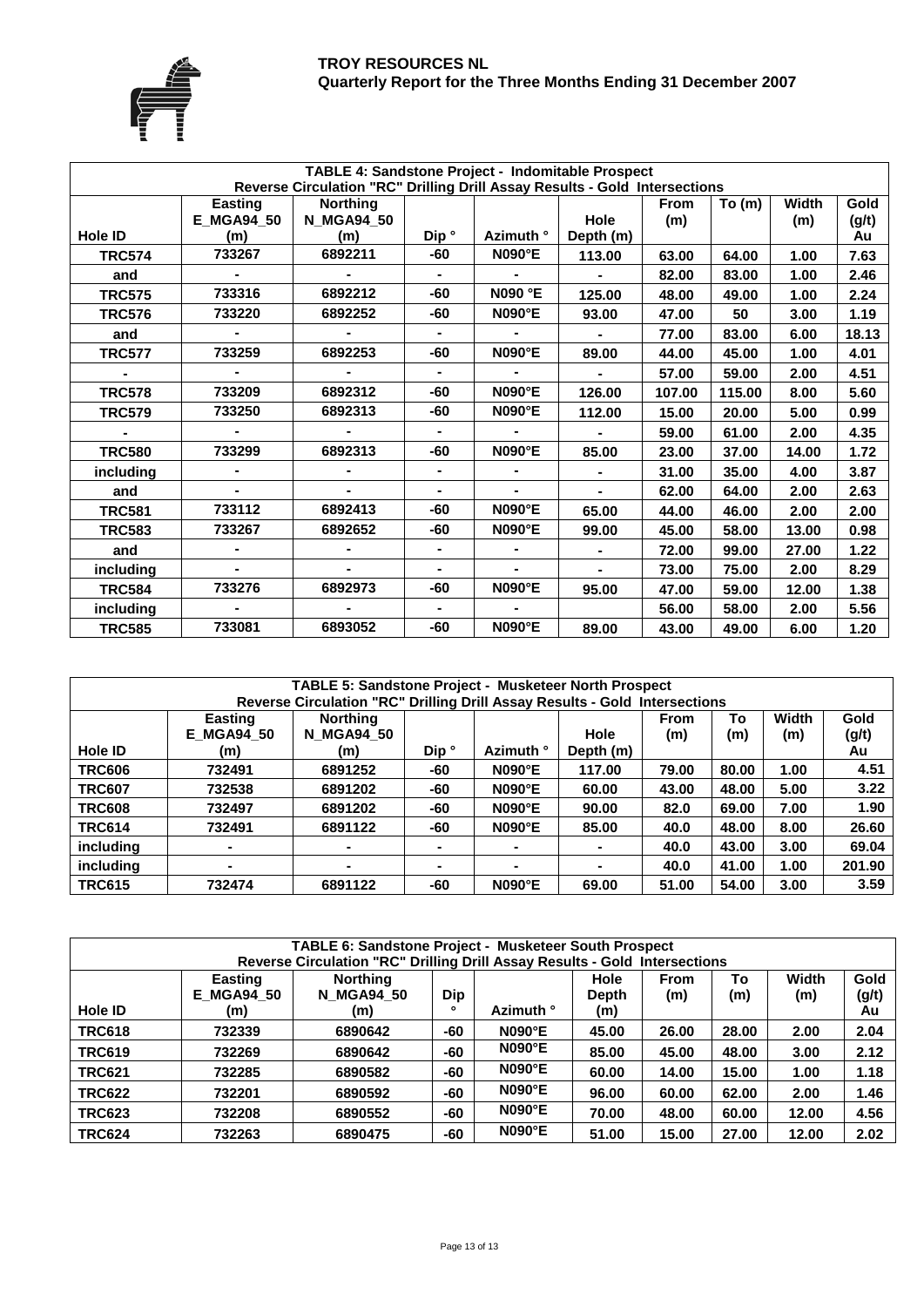**TROY RESOURCES NL**
**Quarterly Report for the Three Months Ending 31 December 2007**

| TABLE 4: Sandstone Project - Indomitable Prospect Reverse Circulation "RC" Drilling Drill Assay Results - Gold Intersections | | | | | | | | | |
|---|---|---|---|---|---|---|---|---|---|
| Hole ID | Easting E_MGA94_50 (m) | Northing N_MGA94_50 (m) | Dip ° | Azimuth ° | Hole Depth (m) | From (m) | To (m) | Width (m) | Gold (g/t) Au |
| TRC574 | 733267 | 6892211 | -60 | N090°E | 113.00 | 63.00 | 64.00 | 1.00 | 7.63 |
| and | - | - | - | - | - | 82.00 | 83.00 | 1.00 | 2.46 |
| TRC575 | 733316 | 6892212 | -60 | N090 °E | 125.00 | 48.00 | 49.00 | 1.00 | 2.24 |
| TRC576 | 733220 | 6892252 | -60 | N090°E | 93.00 | 47.00 | 50 | 3.00 | 1.19 |
| and | - | - | - | - | - | 77.00 | 83.00 | 6.00 | 18.13 |
| TRC577 | 733259 | 6892253 | -60 | N090°E | 89.00 | 44.00 | 45.00 | 1.00 | 4.01 |
| - | - | - | - | - | - | 57.00 | 59.00 | 2.00 | 4.51 |
| TRC578 | 733209 | 6892312 | -60 | N090°E | 126.00 | 107.00 | 115.00 | 8.00 | 5.60 |
| TRC579 | 733250 | 6892313 | -60 | N090°E | 112.00 | 15.00 | 20.00 | 5.00 | 0.99 |
| - | - | - | - | - | - | 59.00 | 61.00 | 2.00 | 4.35 |
| TRC580 | 733299 | 6892313 | -60 | N090°E | 85.00 | 23.00 | 37.00 | 14.00 | 1.72 |
| including | - | - | - | - | - | 31.00 | 35.00 | 4.00 | 3.87 |
| and | - | - | - | - | - | 62.00 | 64.00 | 2.00 | 2.63 |
| TRC581 | 733112 | 6892413 | -60 | N090°E | 65.00 | 44.00 | 46.00 | 2.00 | 2.00 |
| TRC583 | 733267 | 6892652 | -60 | N090°E | 99.00 | 45.00 | 58.00 | 13.00 | 0.98 |
| and | - | - | - | - | - | 72.00 | 99.00 | 27.00 | 1.22 |
| including | - | - | - | - | - | 73.00 | 75.00 | 2.00 | 8.29 |
| TRC584 | 733276 | 6892973 | -60 | N090°E | 95.00 | 47.00 | 59.00 | 12.00 | 1.38 |
| including | - | - | - | - | | 56.00 | 58.00 | 2.00 | 5.56 |
| TRC585 | 733081 | 6893052 | -60 | N090°E | 89.00 | 43.00 | 49.00 | 6.00 | 1.20 |

| TABLE 5: Sandstone Project - Musketeer North Prospect Reverse Circulation "RC" Drilling Drill Assay Results - Gold Intersections | | | | | | | | | |
|---|---|---|---|---|---|---|---|---|---|
| Hole ID | Easting E_MGA94_50 (m) | Northing N_MGA94_50 (m) | Dip ° | Azimuth ° | Hole Depth (m) | From (m) | To (m) | Width (m) | Gold (g/t) Au |
| TRC606 | 732491 | 6891252 | -60 | N090°E | 117.00 | 79.00 | 80.00 | 1.00 | 4.51 |
| TRC607 | 732538 | 6891202 | -60 | N090°E | 60.00 | 43.00 | 48.00 | 5.00 | 3.22 |
| TRC608 | 732497 | 6891202 | -60 | N090°E | 90.00 | 82.0 | 69.00 | 7.00 | 1.90 |
| TRC614 | 732491 | 6891122 | -60 | N090°E | 85.00 | 40.0 | 48.00 | 8.00 | 26.60 |
| including | - | - | - | - | - | 40.0 | 43.00 | 3.00 | 69.04 |
| including | - | - | - | - | - | 40.0 | 41.00 | 1.00 | 201.90 |
| TRC615 | 732474 | 6891122 | -60 | N090°E | 69.00 | 51.00 | 54.00 | 3.00 | 3.59 |

| TABLE 6: Sandstone Project - Musketeer South Prospect Reverse Circulation "RC" Drilling Drill Assay Results - Gold Intersections | | | | | | | | | |
|---|---|---|---|---|---|---|---|---|---|
| Hole ID | Easting E_MGA94_50 (m) | Northing N_MGA94_50 (m) | Dip ° | Azimuth ° | Hole Depth (m) | From (m) | To (m) | Width (m) | Gold (g/t) Au |
| TRC618 | 732339 | 6890642 | -60 | N090°E | 45.00 | 26.00 | 28.00 | 2.00 | 2.04 |
| TRC619 | 732269 | 6890642 | -60 | N090°E | 85.00 | 45.00 | 48.00 | 3.00 | 2.12 |
| TRC621 | 732285 | 6890582 | -60 | N090°E | 60.00 | 14.00 | 15.00 | 1.00 | 1.18 |
| TRC622 | 732201 | 6890592 | -60 | N090°E | 96.00 | 60.00 | 62.00 | 2.00 | 1.46 |
| TRC623 | 732208 | 6890552 | -60 | N090°E | 70.00 | 48.00 | 60.00 | 12.00 | 4.56 |
| TRC624 | 732263 | 6890475 | -60 | N090°E | 51.00 | 15.00 | 27.00 | 12.00 | 2.02 |